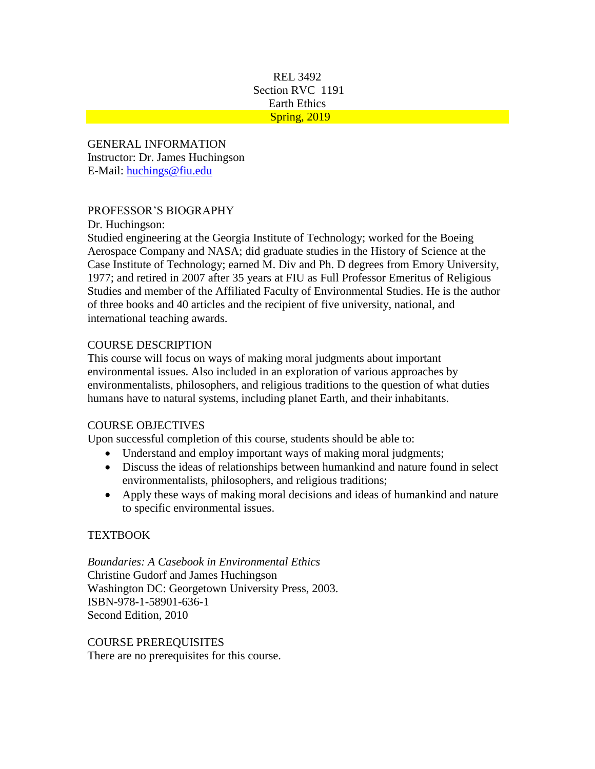REL 3492
Section RVC 1191
Earth Ethics
Spring, 2019

GENERAL INFORMATION
Instructor: Dr. James Huchingson
E-Mail: huchings@fiu.edu

PROFESSOR'S BIOGRAPHY
Dr. Huchingson:
Studied engineering at the Georgia Institute of Technology; worked for the Boeing Aerospace Company and NASA; did graduate studies in the History of Science at the Case Institute of Technology; earned M. Div and Ph. D degrees from Emory University, 1977; and retired in 2007 after 35 years at FIU as Full Professor Emeritus of Religious Studies and member of the Affiliated Faculty of Environmental Studies. He is the author of three books and 40 articles and the recipient of five university, national, and international teaching awards.

COURSE DESCRIPTION
This course will focus on ways of making moral judgments about important environmental issues. Also included in an exploration of various approaches by environmentalists, philosophers, and religious traditions to the question of what duties humans have to natural systems, including planet Earth, and their inhabitants.

COURSE OBJECTIVES
Upon successful completion of this course, students should be able to:

- Understand and employ important ways of making moral judgments;
- Discuss the ideas of relationships between humankind and nature found in select environmentalists, philosophers, and religious traditions;
- Apply these ways of making moral decisions and ideas of humankind and nature to specific environmental issues.

TEXTBOOK

*Boundaries: A Casebook in Environmental Ethics*
Christine Gudorf and James Huchingson
Washington DC: Georgetown University Press, 2003.
ISBN-978-1-58901-636-1
Second Edition, 2010

COURSE PREREQUISITES
There are no prerequisites for this course.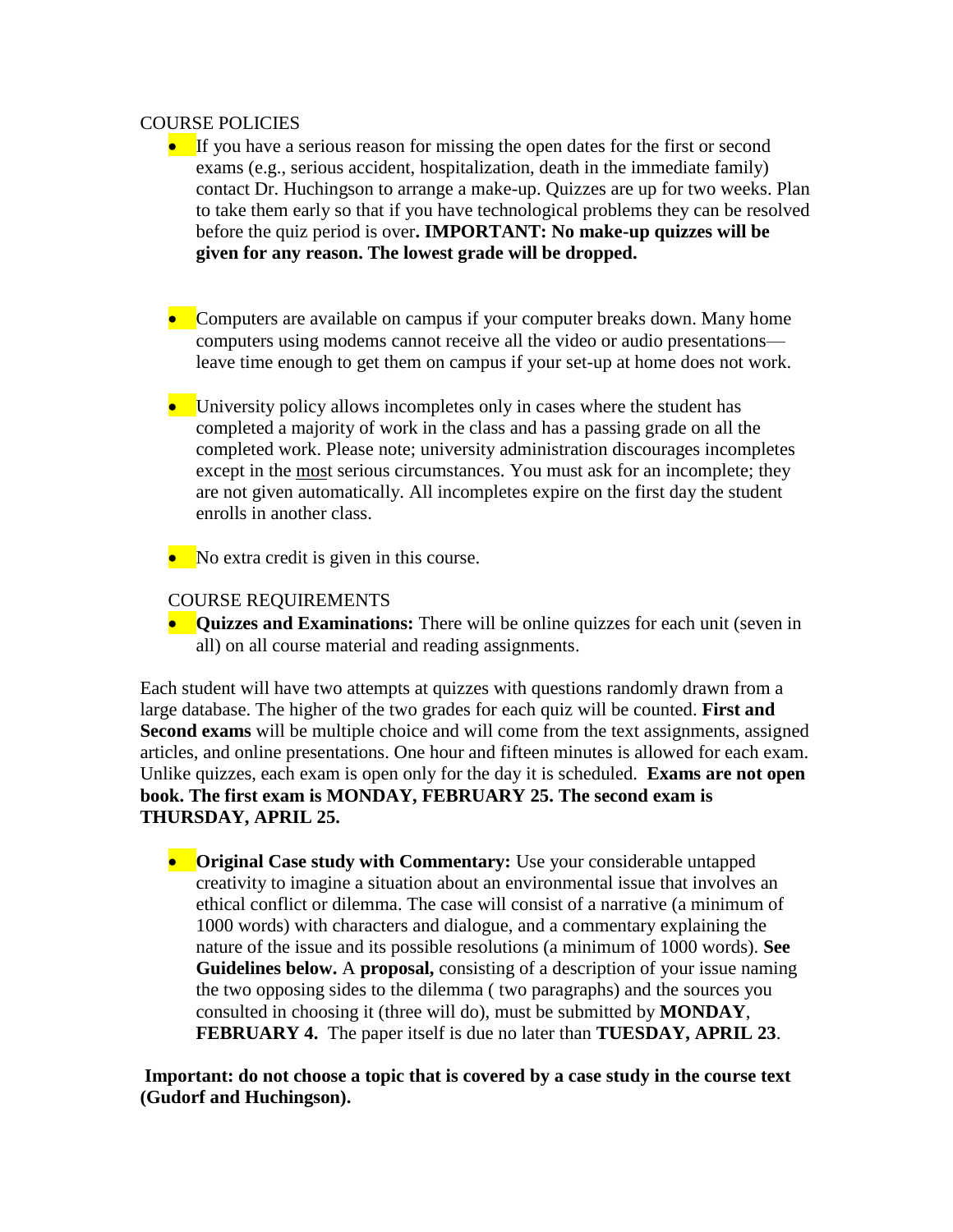COURSE POLICIES

- If you have a serious reason for missing the open dates for the first or second exams (e.g., serious accident, hospitalization, death in the immediate family) contact Dr. Huchingson to arrange a make-up. Quizzes are up for two weeks. Plan to take them early so that if you have technological problems they can be resolved before the quiz period is over**. IMPORTANT: No make-up quizzes will be given for any reason. The lowest grade will be dropped.**

- Computers are available on campus if your computer breaks down. Many home computers using modems cannot receive all the video or audio presentations—leave time enough to get them on campus if your set-up at home does not work.

- University policy allows incompletes only in cases where the student has completed a majority of work in the class and has a passing grade on all the completed work. Please note; university administration discourages incompletes except in the <u>most</u> serious circumstances. You must ask for an incomplete; they are not given automatically. All incompletes expire on the first day the student enrolls in another class.

- No extra credit is given in this course.

COURSE REQUIREMENTS

- **Quizzes and Examinations:** There will be online quizzes for each unit (seven in all) on all course material and reading assignments.

Each student will have two attempts at quizzes with questions randomly drawn from a large database. The higher of the two grades for each quiz will be counted. **First and Second exams** will be multiple choice and will come from the text assignments, assigned articles, and online presentations. One hour and fifteen minutes is allowed for each exam. Unlike quizzes, each exam is open only for the day it is scheduled. **Exams are not open book. The first exam is MONDAY, FEBRUARY 25. The second exam is THURSDAY, APRIL 25.**

- **Original Case study with Commentary:** Use your considerable untapped creativity to imagine a situation about an environmental issue that involves an ethical conflict or dilemma. The case will consist of a narrative (a minimum of 1000 words) with characters and dialogue, and a commentary explaining the nature of the issue and its possible resolutions (a minimum of 1000 words). **See Guidelines below.** A **proposal,** consisting of a description of your issue naming the two opposing sides to the dilemma ( two paragraphs) and the sources you consulted in choosing it (three will do), must be submitted by **MONDAY**, **FEBRUARY 4.** The paper itself is due no later than **TUESDAY, APRIL 23**.

**Important: do not choose a topic that is covered by a case study in the course text (Gudorf and Huchingson).**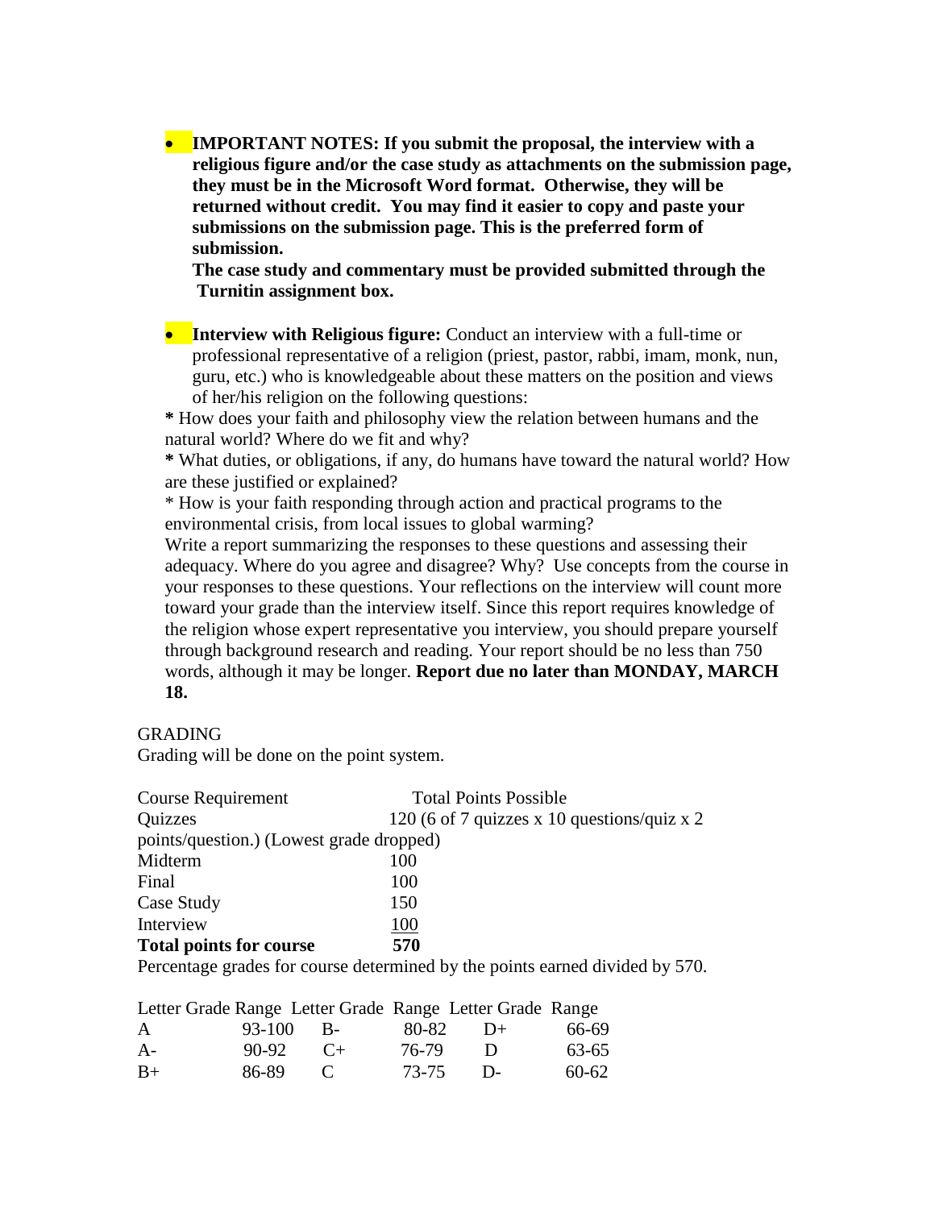- **IMPORTANT NOTES: If you submit the proposal, the interview with a religious figure and/or the case study as attachments on the submission page, they must be in the Microsoft Word format. Otherwise, they will be returned without credit. You may find it easier to copy and paste your submissions on the submission page. This is the preferred form of submission.**
  **The case study and commentary must be provided submitted through the Turnitin assignment box.**

- **Interview with Religious figure:** Conduct an interview with a full-time or professional representative of a religion (priest, pastor, rabbi, imam, monk, nun, guru, etc.) who is knowledgeable about these matters on the position and views of her/his religion on the following questions:

**\*** How does your faith and philosophy view the relation between humans and the natural world? Where do we fit and why?

**\*** What duties, or obligations, if any, do humans have toward the natural world? How are these justified or explained?

\* How is your faith responding through action and practical programs to the environmental crisis, from local issues to global warming?

Write a report summarizing the responses to these questions and assessing their adequacy. Where do you agree and disagree? Why? Use concepts from the course in your responses to these questions. Your reflections on the interview will count more toward your grade than the interview itself. Since this report requires knowledge of the religion whose expert representative you interview, you should prepare yourself through background research and reading. Your report should be no less than 750 words, although it may be longer. **Report due no later than MONDAY, MARCH 18.**

GRADING

Grading will be done on the point system.

| Course Requirement | Total Points Possible |
|---|---|
| Quizzes | 120 (6 of 7 quizzes x 10 questions/quiz x 2 points/question.) (Lowest grade dropped) |
| Midterm | 100 |
| Final | 100 |
| Case Study | 150 |
| Interview | 100 |
| **Total points for course** | **570** |

Percentage grades for course determined by the points earned divided by 570.

| Letter Grade | Range | Letter Grade | Range | Letter Grade | Range |
|---|---|---|---|---|---|
| A | 93-100 | B- | 80-82 | D+ | 66-69 |
| A- | 90-92 | C+ | 76-79 | D | 63-65 |
| B+ | 86-89 | C | 73-75 | D- | 60-62 |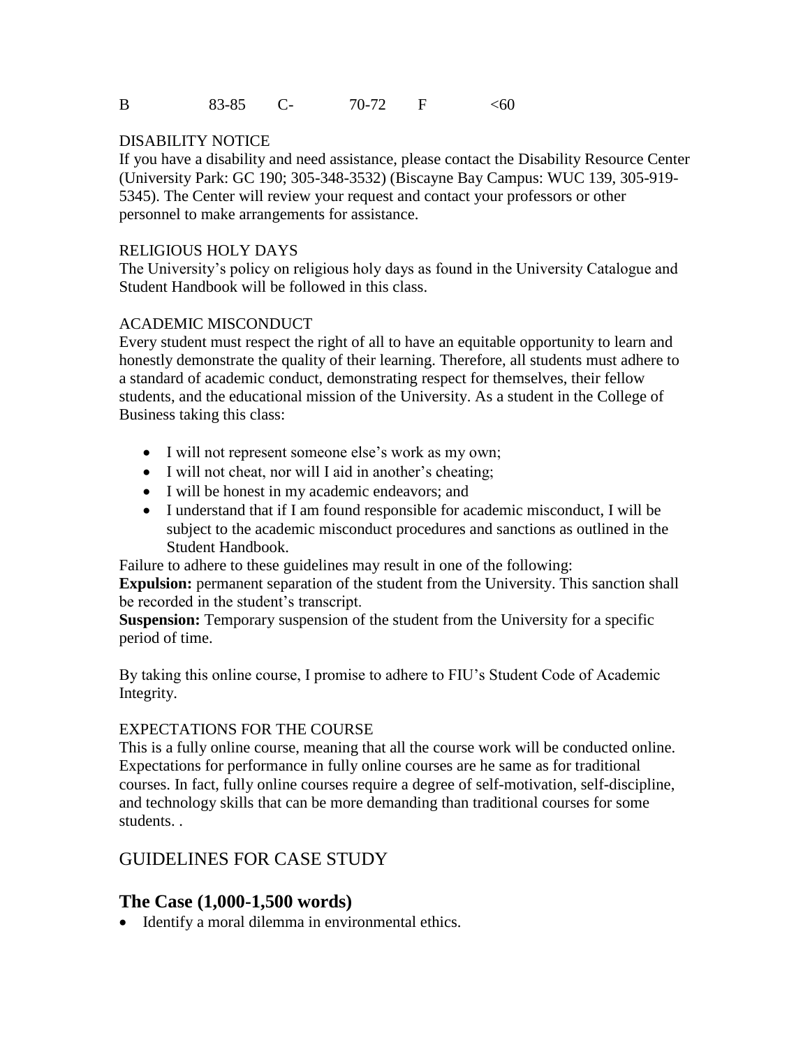| B | 83-85 | C- | 70-72 | F | <60 |
|---|---|---|---|---|---|

DISABILITY NOTICE

If you have a disability and need assistance, please contact the Disability Resource Center (University Park: GC 190; 305-348-3532) (Biscayne Bay Campus: WUC 139, 305-919-5345). The Center will review your request and contact your professors or other personnel to make arrangements for assistance.

RELIGIOUS HOLY DAYS

The University's policy on religious holy days as found in the University Catalogue and Student Handbook will be followed in this class.

ACADEMIC MISCONDUCT

Every student must respect the right of all to have an equitable opportunity to learn and honestly demonstrate the quality of their learning. Therefore, all students must adhere to a standard of academic conduct, demonstrating respect for themselves, their fellow students, and the educational mission of the University. As a student in the College of Business taking this class:

- I will not represent someone else's work as my own;
- I will not cheat, nor will I aid in another's cheating;
- I will be honest in my academic endeavors; and
- I understand that if I am found responsible for academic misconduct, I will be subject to the academic misconduct procedures and sanctions as outlined in the Student Handbook.

Failure to adhere to these guidelines may result in one of the following:

**Expulsion:** permanent separation of the student from the University. This sanction shall be recorded in the student's transcript.

**Suspension:** Temporary suspension of the student from the University for a specific period of time.

By taking this online course, I promise to adhere to FIU's Student Code of Academic Integrity.

EXPECTATIONS FOR THE COURSE

This is a fully online course, meaning that all the course work will be conducted online. Expectations for performance in fully online courses are he same as for traditional courses. In fact, fully online courses require a degree of self-motivation, self-discipline, and technology skills that can be more demanding than traditional courses for some students. .

## GUIDELINES FOR CASE STUDY

### The Case (1,000-1,500 words)

- Identify a moral dilemma in environmental ethics.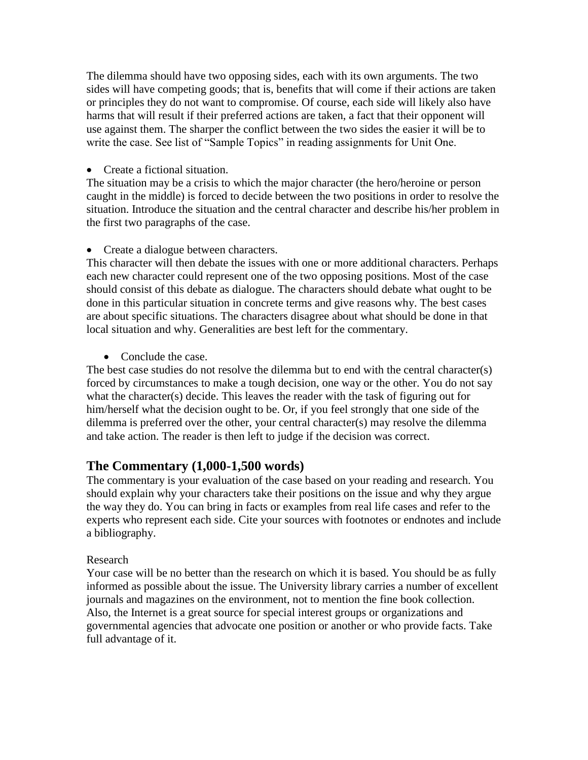The dilemma should have two opposing sides, each with its own arguments. The two sides will have competing goods; that is, benefits that will come if their actions are taken or principles they do not want to compromise. Of course, each side will likely also have harms that will result if their preferred actions are taken, a fact that their opponent will use against them. The sharper the conflict between the two sides the easier it will be to write the case. See list of "Sample Topics" in reading assignments for Unit One.

- Create a fictional situation.

The situation may be a crisis to which the major character (the hero/heroine or person caught in the middle) is forced to decide between the two positions in order to resolve the situation. Introduce the situation and the central character and describe his/her problem in the first two paragraphs of the case.

- Create a dialogue between characters.

This character will then debate the issues with one or more additional characters. Perhaps each new character could represent one of the two opposing positions. Most of the case should consist of this debate as dialogue. The characters should debate what ought to be done in this particular situation in concrete terms and give reasons why. The best cases are about specific situations. The characters disagree about what should be done in that local situation and why. Generalities are best left for the commentary.

- Conclude the case.

The best case studies do not resolve the dilemma but to end with the central character(s) forced by circumstances to make a tough decision, one way or the other. You do not say what the character(s) decide. This leaves the reader with the task of figuring out for him/herself what the decision ought to be. Or, if you feel strongly that one side of the dilemma is preferred over the other, your central character(s) may resolve the dilemma and take action. The reader is then left to judge if the decision was correct.

## The Commentary (1,000-1,500 words)

The commentary is your evaluation of the case based on your reading and research. You should explain why your characters take their positions on the issue and why they argue the way they do. You can bring in facts or examples from real life cases and refer to the experts who represent each side. Cite your sources with footnotes or endnotes and include a bibliography.

Research

Your case will be no better than the research on which it is based. You should be as fully informed as possible about the issue. The University library carries a number of excellent journals and magazines on the environment, not to mention the fine book collection. Also, the Internet is a great source for special interest groups or organizations and governmental agencies that advocate one position or another or who provide facts. Take full advantage of it.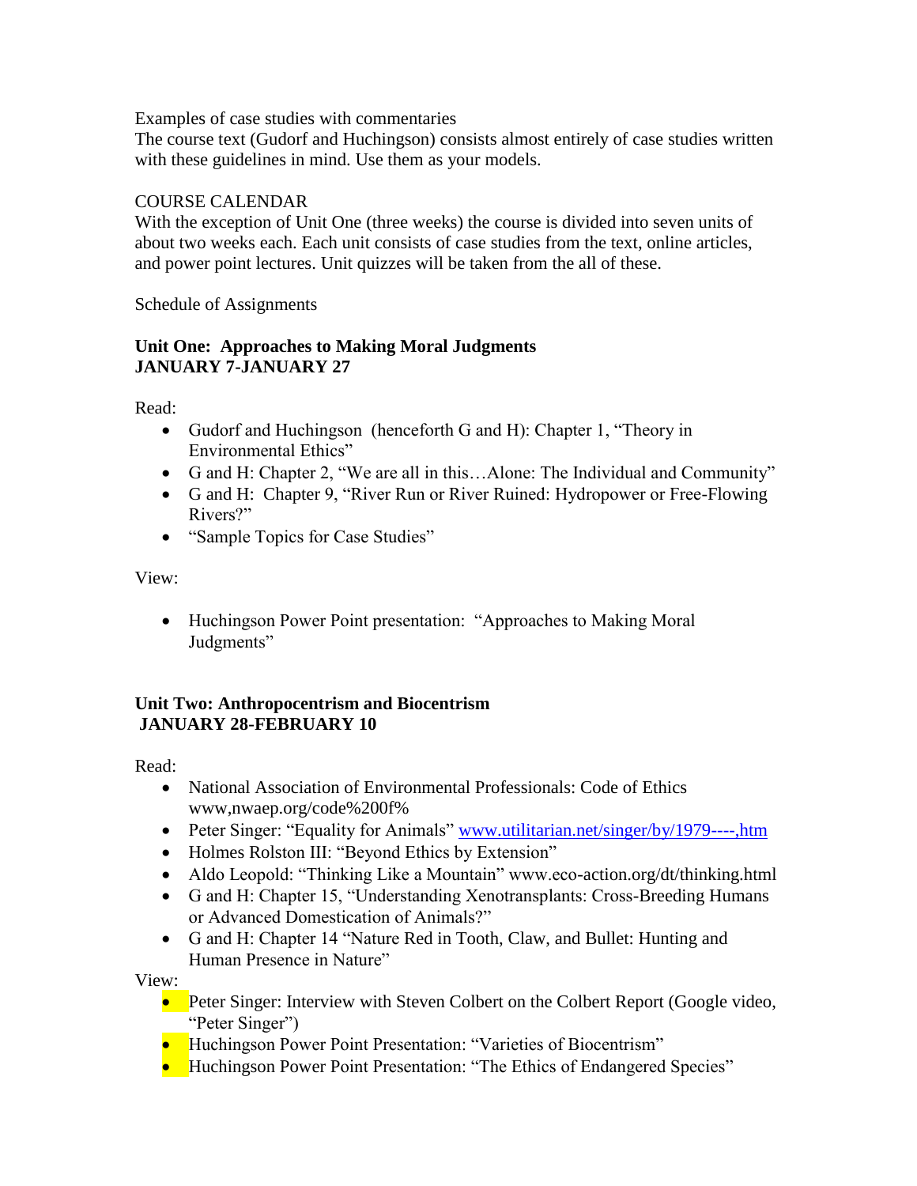Examples of case studies with commentaries
The course text (Gudorf and Huchingson) consists almost entirely of case studies written with these guidelines in mind. Use them as your models.

COURSE CALENDAR
With the exception of Unit One (three weeks) the course is divided into seven units of about two weeks each. Each unit consists of case studies from the text, online articles, and power point lectures. Unit quizzes will be taken from the all of these.

Schedule of Assignments

**Unit One: Approaches to Making Moral Judgments**
**JANUARY 7-JANUARY 27**

Read:

- Gudorf and Huchingson (henceforth G and H): Chapter 1, "Theory in Environmental Ethics"
- G and H: Chapter 2, "We are all in this…Alone: The Individual and Community"
- G and H: Chapter 9, "River Run or River Ruined: Hydropower or Free-Flowing Rivers?"
- "Sample Topics for Case Studies"

View:

- Huchingson Power Point presentation: "Approaches to Making Moral Judgments"

**Unit Two: Anthropocentrism and Biocentrism**
**JANUARY 28-FEBRUARY 10**

Read:

- National Association of Environmental Professionals: Code of Ethics www,nwaep.org/code%200f%
- Peter Singer: "Equality for Animals" www.utilitarian.net/singer/by/1979----,htm
- Holmes Rolston III: "Beyond Ethics by Extension"
- Aldo Leopold: "Thinking Like a Mountain" www.eco-action.org/dt/thinking.html
- G and H: Chapter 15, "Understanding Xenotransplants: Cross-Breeding Humans or Advanced Domestication of Animals?"
- G and H: Chapter 14 "Nature Red in Tooth, Claw, and Bullet: Hunting and Human Presence in Nature"

View:

- Peter Singer: Interview with Steven Colbert on the Colbert Report (Google video, "Peter Singer")
- Huchingson Power Point Presentation: "Varieties of Biocentrism"
- Huchingson Power Point Presentation: "The Ethics of Endangered Species"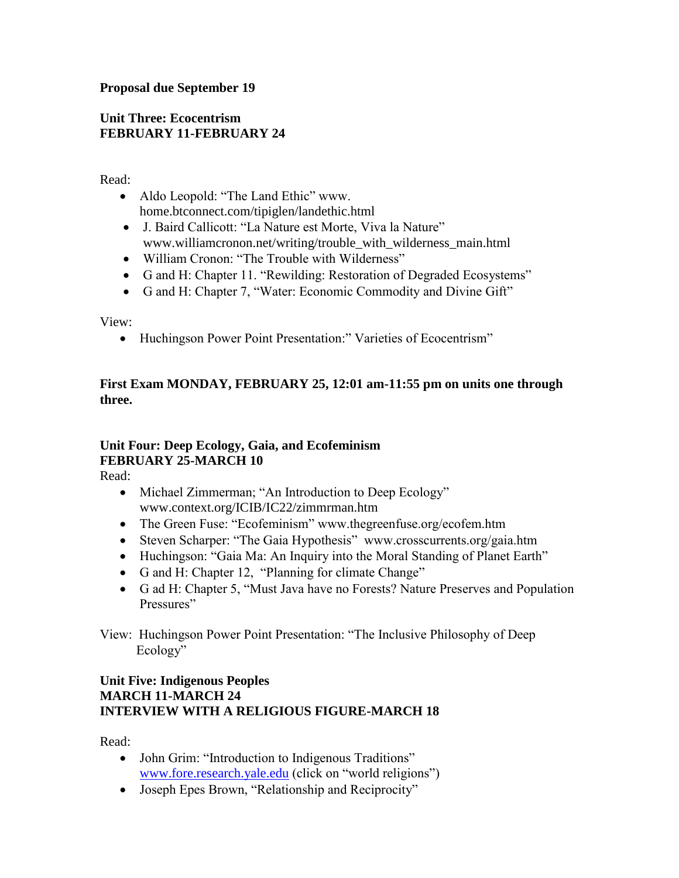**Proposal due September 19**

**Unit Three: Ecocentrism**
**FEBRUARY 11-FEBRUARY 24**

Read:

- Aldo Leopold: "The Land Ethic" www.home.btconnect.com/tipiglen/landethic.html
- J. Baird Callicott: "La Nature est Morte, Viva la Nature" www.williamcronon.net/writing/trouble_with_wilderness_main.html
- William Cronon: "The Trouble with Wilderness"
- G and H: Chapter 11. "Rewilding: Restoration of Degraded Ecosystems"
- G and H: Chapter 7, "Water: Economic Commodity and Divine Gift"

View:

- Huchingson Power Point Presentation:" Varieties of Ecocentrism"

**First Exam MONDAY, FEBRUARY 25, 12:01 am-11:55 pm on units one through three.**

**Unit Four: Deep Ecology, Gaia, and Ecofeminism**
**FEBRUARY 25-MARCH 10**

Read:

- Michael Zimmerman; "An Introduction to Deep Ecology" www.context.org/ICIB/IC22/zimmrman.htm
- The Green Fuse: "Ecofeminism" www.thegreenfuse.org/ecofem.htm
- Steven Scharper: "The Gaia Hypothesis" www.crosscurrents.org/gaia.htm
- Huchingson: "Gaia Ma: An Inquiry into the Moral Standing of Planet Earth"
- G and H: Chapter 12, "Planning for climate Change"
- G ad H: Chapter 5, "Must Java have no Forests? Nature Preserves and Population Pressures"

View: Huchingson Power Point Presentation: "The Inclusive Philosophy of Deep Ecology"

**Unit Five: Indigenous Peoples**
**MARCH 11-MARCH 24**
**INTERVIEW WITH A RELIGIOUS FIGURE-MARCH 18**

Read:

- John Grim: "Introduction to Indigenous Traditions" www.fore.research.yale.edu (click on "world religions")
- Joseph Epes Brown, "Relationship and Reciprocity"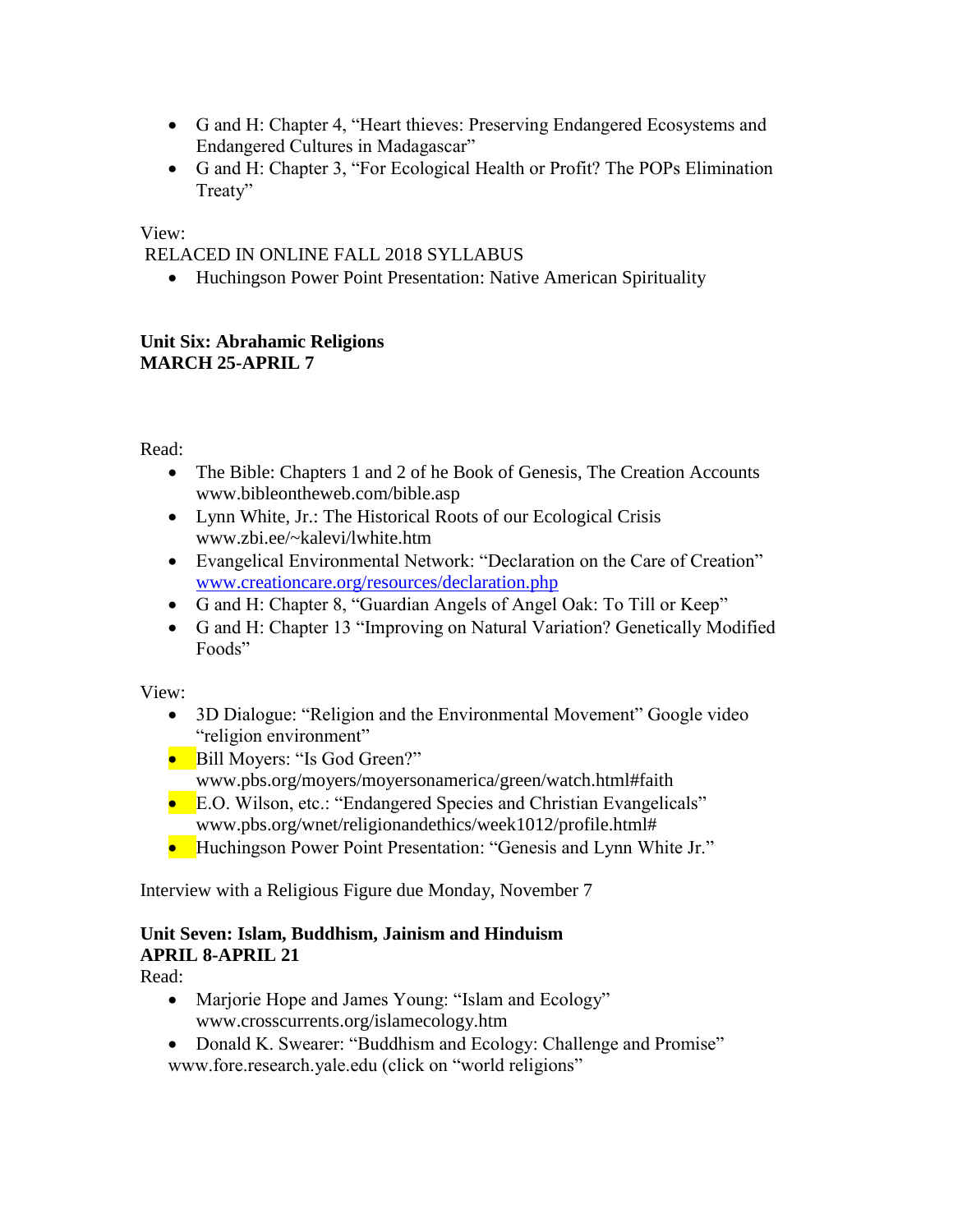- G and H: Chapter 4, "Heart thieves: Preserving Endangered Ecosystems and Endangered Cultures in Madagascar"
- G and H: Chapter 3, "For Ecological Health or Profit? The POPs Elimination Treaty"

View:

RELACED IN ONLINE FALL 2018 SYLLABUS

- Huchingson Power Point Presentation: Native American Spirituality

**Unit Six: Abrahamic Religions**
**MARCH 25-APRIL 7**

Read:

- The Bible: Chapters 1 and 2 of he Book of Genesis, The Creation Accounts www.bibleontheweb.com/bible.asp
- Lynn White, Jr.: The Historical Roots of our Ecological Crisis www.zbi.ee/~kalevi/lwhite.htm
- Evangelical Environmental Network: "Declaration on the Care of Creation" www.creationcare.org/resources/declaration.php
- G and H: Chapter 8, "Guardian Angels of Angel Oak: To Till or Keep"
- G and H: Chapter 13 "Improving on Natural Variation? Genetically Modified Foods"

View:

- 3D Dialogue: "Religion and the Environmental Movement" Google video "religion environment"
- Bill Moyers: "Is God Green?" www.pbs.org/moyers/moyersonamerica/green/watch.html#faith
- E.O. Wilson, etc.: "Endangered Species and Christian Evangelicals" www.pbs.org/wnet/religionandethics/week1012/profile.html#
- Huchingson Power Point Presentation: "Genesis and Lynn White Jr."

Interview with a Religious Figure due Monday, November 7

**Unit Seven: Islam, Buddhism, Jainism and Hinduism**
**APRIL 8-APRIL 21**

Read:

- Marjorie Hope and James Young: "Islam and Ecology" www.crosscurrents.org/islamecology.htm
- Donald K. Swearer: "Buddhism and Ecology: Challenge and Promise" www.fore.research.yale.edu (click on "world religions"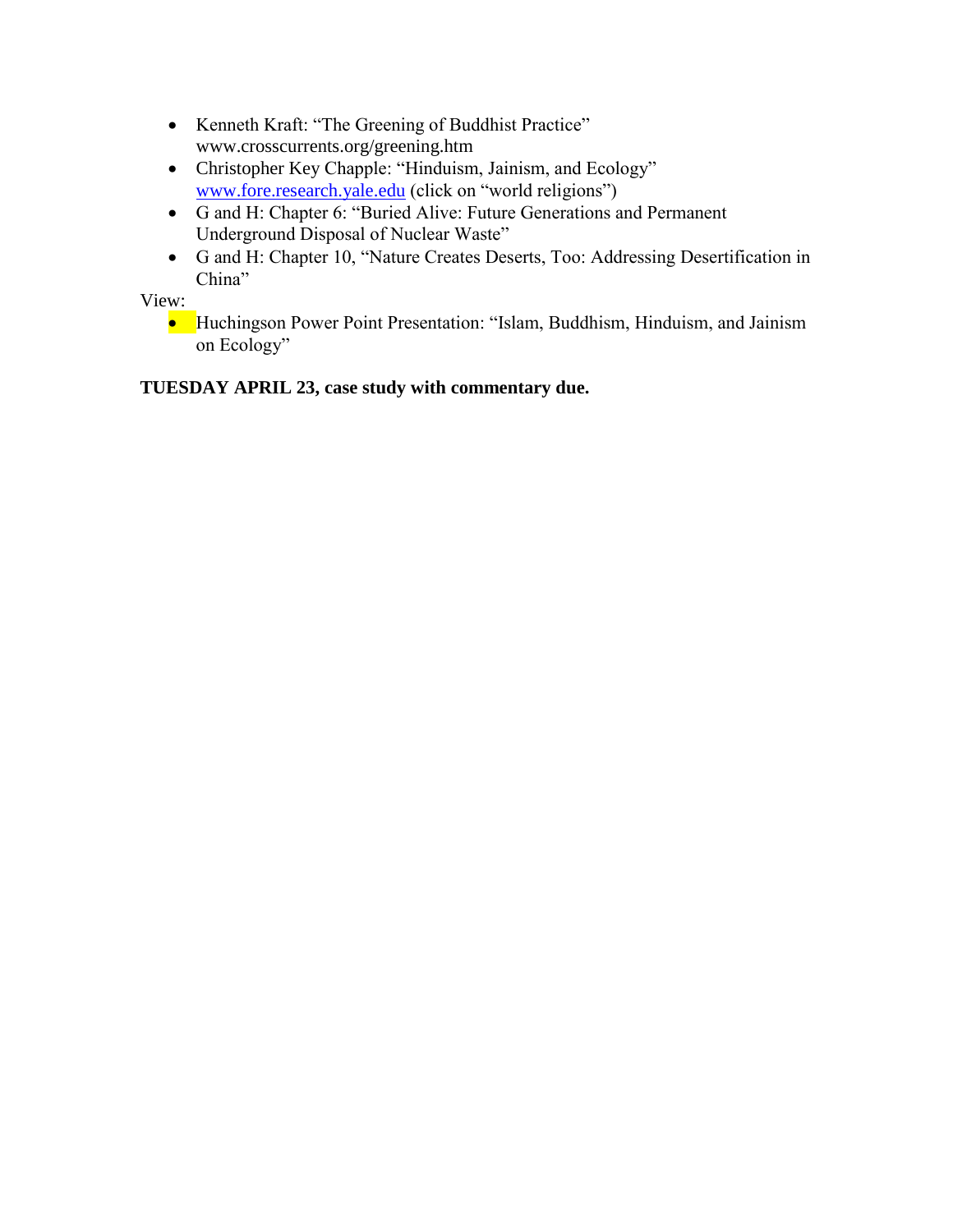- Kenneth Kraft: "The Greening of Buddhist Practice" www.crosscurrents.org/greening.htm
- Christopher Key Chapple: "Hinduism, Jainism, and Ecology" www.fore.research.yale.edu (click on "world religions")
- G and H: Chapter 6: "Buried Alive: Future Generations and Permanent Underground Disposal of Nuclear Waste"
- G and H: Chapter 10, "Nature Creates Deserts, Too: Addressing Desertification in China"

View:

- Huchingson Power Point Presentation: "Islam, Buddhism, Hinduism, and Jainism on Ecology"

**TUESDAY APRIL 23, case study with commentary due.**